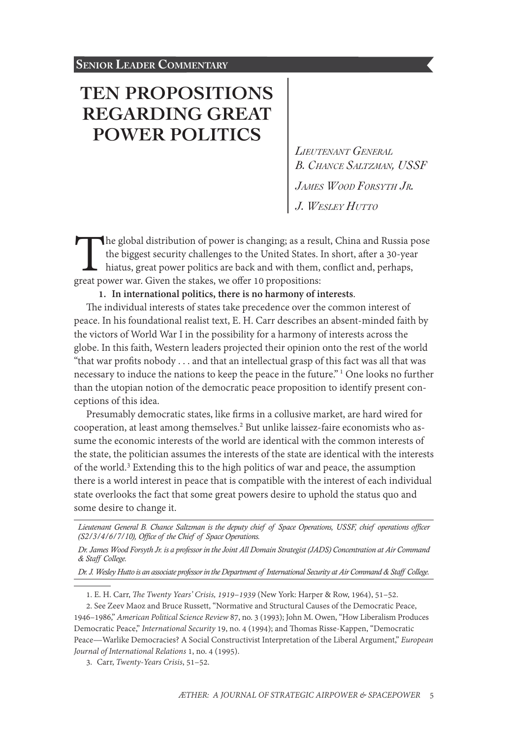**Senior Leader Commentary**

# TEN PROPOSITIONS REGARDING GREAT POWER POLITICS

*Lieutenant General B. Chance Saltzman, USSF*

*James Wood Forsyth Jr.*

*J. Wesley Hutto*

The global distribution of power is changing; as a result, China and Russia pose the biggest security challenges to the United States. In short, after a 30-year hiatus, great power politics are back and with them, conflict and, perhaps, great power war. Given the stakes, we offer 10 propositions:

**1. In international politics, there is no harmony of interests**.

The individual interests of states take precedence over the common interest of peace. In his foundational realist text, E. H. Carr describes an absent-minded faith by the victors of World War I in the possibility for a harmony of interests across the globe. In this faith, Western leaders projected their opinion onto the rest of the world "that war profits nobody . . . and that an intellectual grasp of this fact was all that was necessary to induce the nations to keep the peace in the future."[1] One looks no further than the utopian notion of the democratic peace proposition to identify present conceptions of this idea.

Presumably democratic states, like firms in a collusive market, are hard wired for cooperation, at least among themselves.[2] But unlike laissez-faire economists who assume the economic interests of the world are identical with the common interests of the state, the politician assumes the interests of the state are identical with the interests of the world.[3] Extending this to the high politics of war and peace, the assumption there is a world interest in peace that is compatible with the interest of each individual state overlooks the fact that some great powers desire to uphold the status quo and some desire to change it.

---

*Lieutenant General B. Chance Saltzman is the deputy chief of Space Operations, USSF, chief operations officer (S2/3/4/6/7/10), Office of the Chief of Space Operations.*

*Dr. James Wood Forsyth Jr. is a professor in the Joint All Domain Strategist (JADS) Concentration at Air Command & Staff College.*

*Dr. J. Wesley Hutto is an associate professor in the Department of International Security at Air Command & Staff College.*

---

1. E. H. Carr, *The Twenty Years' Crisis, 1919–1939* (New York: Harper & Row, 1964), 51–52.

2. See Zeev Maoz and Bruce Russett, "Normative and Structural Causes of the Democratic Peace, 1946–1986," *American Political Science Review* 87, no. 3 (1993); John M. Owen, "How Liberalism Produces Democratic Peace," *International Security* 19, no. 4 (1994); and Thomas Risse-Kappen, "Democratic Peace—Warlike Democracies? A Social Constructivist Interpretation of the Liberal Argument," *European Journal of International Relations* 1, no. 4 (1995).

3. Carr, *Twenty-Years Crisis*, 51–52.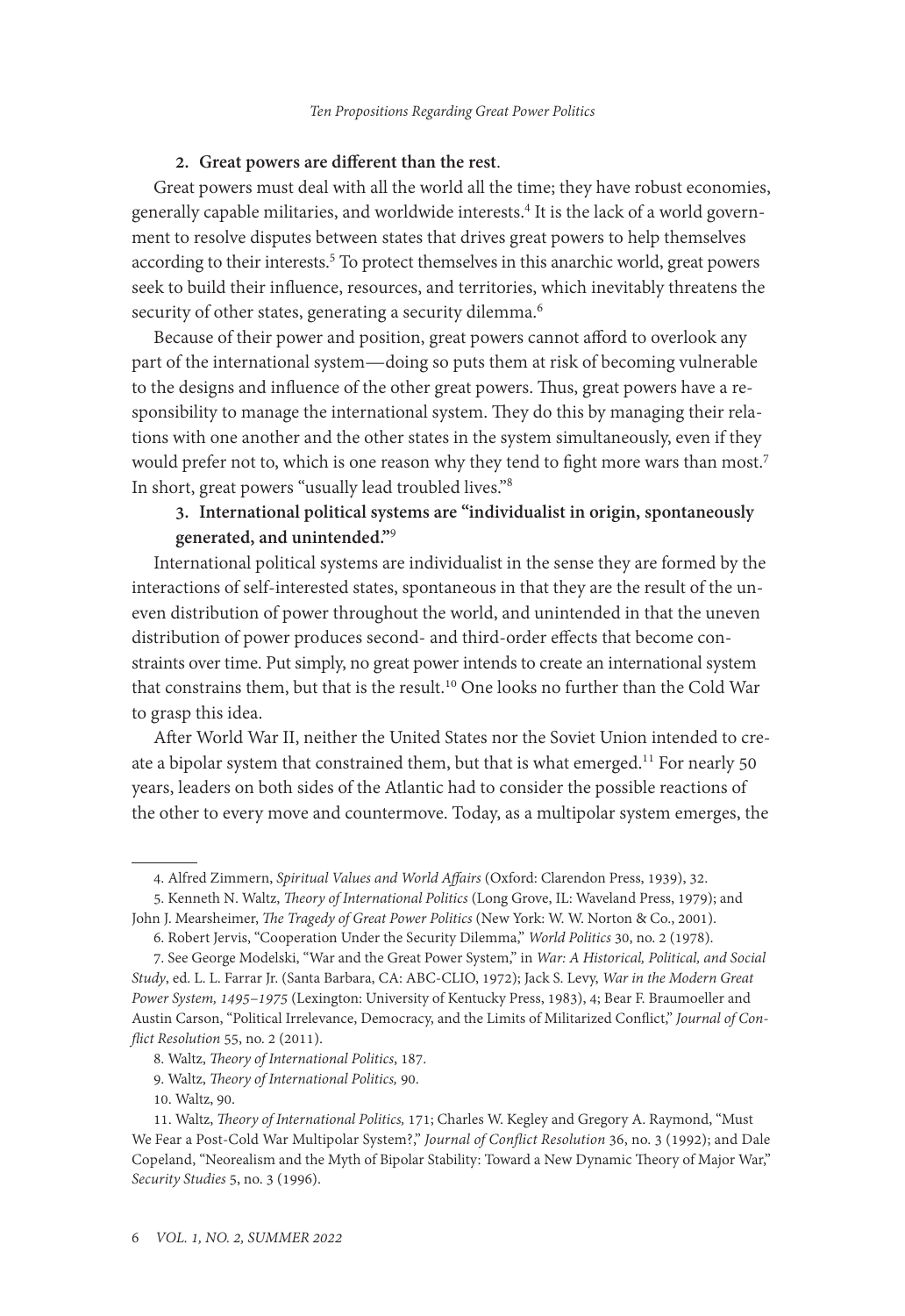**2. Great powers are different than the rest**.

Great powers must deal with all the world all the time; they have robust economies, generally capable militaries, and worldwide interests.[4] It is the lack of a world government to resolve disputes between states that drives great powers to help themselves according to their interests.[5] To protect themselves in this anarchic world, great powers seek to build their influence, resources, and territories, which inevitably threatens the security of other states, generating a security dilemma.[6]

Because of their power and position, great powers cannot afford to overlook any part of the international system—doing so puts them at risk of becoming vulnerable to the designs and influence of the other great powers. Thus, great powers have a responsibility to manage the international system. They do this by managing their relations with one another and the other states in the system simultaneously, even if they would prefer not to, which is one reason why they tend to fight more wars than most.[7] In short, great powers "usually lead troubled lives."[8]

**3. International political systems are "individualist in origin, spontaneously generated, and unintended."**[9]

International political systems are individualist in the sense they are formed by the interactions of self-interested states, spontaneous in that they are the result of the uneven distribution of power throughout the world, and unintended in that the uneven distribution of power produces second- and third-order effects that become constraints over time. Put simply, no great power intends to create an international system that constrains them, but that is the result.[10] One looks no further than the Cold War to grasp this idea.

After World War II, neither the United States nor the Soviet Union intended to create a bipolar system that constrained them, but that is what emerged.[11] For nearly 50 years, leaders on both sides of the Atlantic had to consider the possible reactions of the other to every move and countermove. Today, as a multipolar system emerges, the

---

4. Alfred Zimmern, *Spiritual Values and World Affairs* (Oxford: Clarendon Press, 1939), 32.

5. Kenneth N. Waltz, *Theory of International Politics* (Long Grove, IL: Waveland Press, 1979); and John J. Mearsheimer, *The Tragedy of Great Power Politics* (New York: W. W. Norton & Co., 2001).

6. Robert Jervis, "Cooperation Under the Security Dilemma," *World Politics* 30, no. 2 (1978).

7. See George Modelski, "War and the Great Power System," in *War: A Historical, Political, and Social Study*, ed. L. L. Farrar Jr. (Santa Barbara, CA: ABC-CLIO, 1972); Jack S. Levy, *War in the Modern Great Power System, 1495–1975* (Lexington: University of Kentucky Press, 1983), 4; Bear F. Braumoeller and Austin Carson, "Political Irrelevance, Democracy, and the Limits of Militarized Conflict," *Journal of Conflict Resolution* 55, no. 2 (2011).

8. Waltz, *Theory of International Politics*, 187.

9. Waltz, *Theory of International Politics,* 90.

10. Waltz, 90.

11. Waltz, *Theory of International Politics,* 171; Charles W. Kegley and Gregory A. Raymond, "Must We Fear a Post-Cold War Multipolar System?," *Journal of Conflict Resolution* 36, no. 3 (1992); and Dale Copeland, "Neorealism and the Myth of Bipolar Stability: Toward a New Dynamic Theory of Major War," *Security Studies* 5, no. 3 (1996).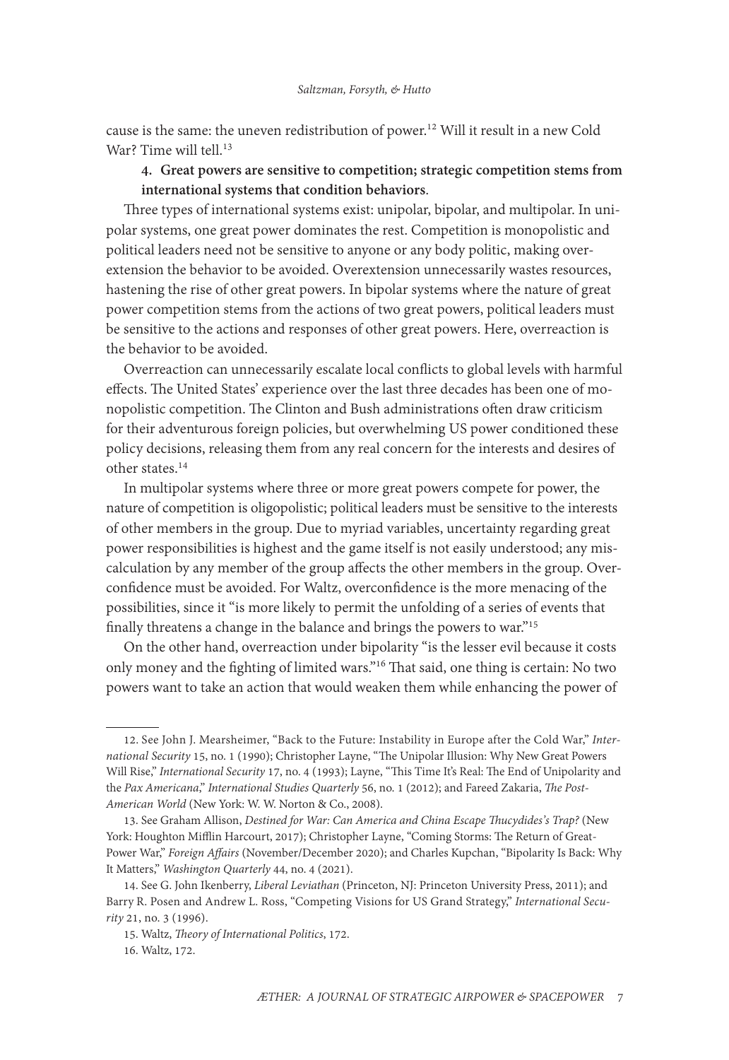cause is the same: the uneven redistribution of power.[12] Will it result in a new Cold War? Time will tell.[13]

4. **Great powers are sensitive to competition; strategic competition stems from international systems that condition behaviors**.

Three types of international systems exist: unipolar, bipolar, and multipolar. In unipolar systems, one great power dominates the rest. Competition is monopolistic and political leaders need not be sensitive to anyone or any body politic, making overextension the behavior to be avoided. Overextension unnecessarily wastes resources, hastening the rise of other great powers. In bipolar systems where the nature of great power competition stems from the actions of two great powers, political leaders must be sensitive to the actions and responses of other great powers. Here, overreaction is the behavior to be avoided.

Overreaction can unnecessarily escalate local conflicts to global levels with harmful effects. The United States' experience over the last three decades has been one of monopolistic competition. The Clinton and Bush administrations often draw criticism for their adventurous foreign policies, but overwhelming US power conditioned these policy decisions, releasing them from any real concern for the interests and desires of other states.[14]

In multipolar systems where three or more great powers compete for power, the nature of competition is oligopolistic; political leaders must be sensitive to the interests of other members in the group. Due to myriad variables, uncertainty regarding great power responsibilities is highest and the game itself is not easily understood; any miscalculation by any member of the group affects the other members in the group. Overconfidence must be avoided. For Waltz, overconfidence is the more menacing of the possibilities, since it "is more likely to permit the unfolding of a series of events that finally threatens a change in the balance and brings the powers to war."[15]

On the other hand, overreaction under bipolarity "is the lesser evil because it costs only money and the fighting of limited wars."[16] That said, one thing is certain: No two powers want to take an action that would weaken them while enhancing the power of

---

12. See John J. Mearsheimer, "Back to the Future: Instability in Europe after the Cold War," *International Security* 15, no. 1 (1990); Christopher Layne, "The Unipolar Illusion: Why New Great Powers Will Rise," *International Security* 17, no. 4 (1993); Layne, "This Time It's Real: The End of Unipolarity and the *Pax Americana*," *International Studies Quarterly* 56, no. 1 (2012); and Fareed Zakaria, *The Post-American World* (New York: W. W. Norton & Co., 2008).

13. See Graham Allison, *Destined for War: Can America and China Escape Thucydides's Trap?* (New York: Houghton Mifflin Harcourt, 2017); Christopher Layne, "Coming Storms: The Return of Great-Power War," *Foreign Affairs* (November/December 2020); and Charles Kupchan, "Bipolarity Is Back: Why It Matters," *Washington Quarterly* 44, no. 4 (2021).

14. See G. John Ikenberry, *Liberal Leviathan* (Princeton, NJ: Princeton University Press, 2011); and Barry R. Posen and Andrew L. Ross, "Competing Visions for US Grand Strategy," *International Security* 21, no. 3 (1996).

15. Waltz, *Theory of International Politics*, 172.

16. Waltz, 172.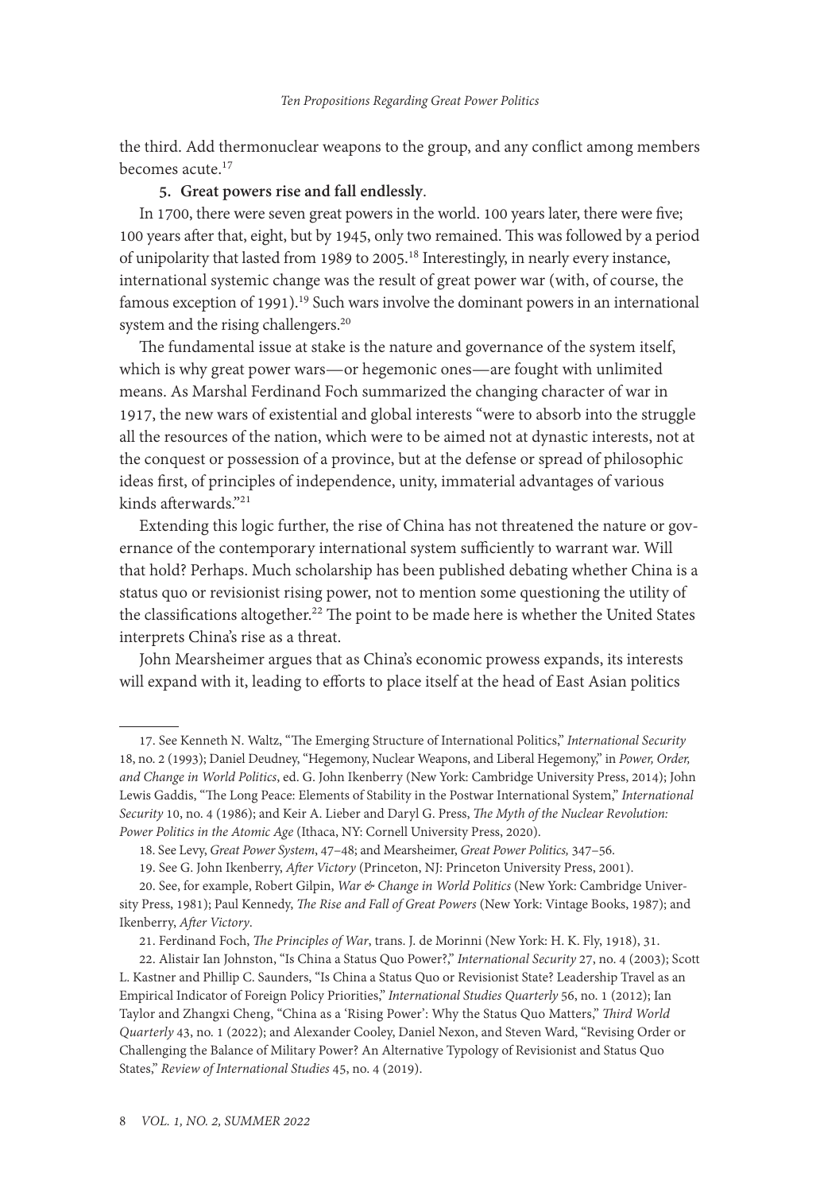the third. Add thermonuclear weapons to the group, and any conflict among members becomes acute.[17]

**5. Great powers rise and fall endlessly**.

In 1700, there were seven great powers in the world. 100 years later, there were five; 100 years after that, eight, but by 1945, only two remained. This was followed by a period of unipolarity that lasted from 1989 to 2005.[18] Interestingly, in nearly every instance, international systemic change was the result of great power war (with, of course, the famous exception of 1991).[19] Such wars involve the dominant powers in an international system and the rising challengers.[20]

The fundamental issue at stake is the nature and governance of the system itself, which is why great power wars—or hegemonic ones—are fought with unlimited means. As Marshal Ferdinand Foch summarized the changing character of war in 1917, the new wars of existential and global interests "were to absorb into the struggle all the resources of the nation, which were to be aimed not at dynastic interests, not at the conquest or possession of a province, but at the defense or spread of philosophic ideas first, of principles of independence, unity, immaterial advantages of various kinds afterwards."[21]

Extending this logic further, the rise of China has not threatened the nature or governance of the contemporary international system sufficiently to warrant war. Will that hold? Perhaps. Much scholarship has been published debating whether China is a status quo or revisionist rising power, not to mention some questioning the utility of the classifications altogether.[22] The point to be made here is whether the United States interprets China's rise as a threat.

John Mearsheimer argues that as China's economic prowess expands, its interests will expand with it, leading to efforts to place itself at the head of East Asian politics

---

17. See Kenneth N. Waltz, "The Emerging Structure of International Politics," *International Security* 18, no. 2 (1993); Daniel Deudney, "Hegemony, Nuclear Weapons, and Liberal Hegemony," in *Power, Order, and Change in World Politics*, ed. G. John Ikenberry (New York: Cambridge University Press, 2014); John Lewis Gaddis, "The Long Peace: Elements of Stability in the Postwar International System," *International Security* 10, no. 4 (1986); and Keir A. Lieber and Daryl G. Press, *The Myth of the Nuclear Revolution: Power Politics in the Atomic Age* (Ithaca, NY: Cornell University Press, 2020).

18. See Levy, *Great Power System*, 47–48; and Mearsheimer, *Great Power Politics,* 347–56.

19. See G. John Ikenberry, *After Victory* (Princeton, NJ: Princeton University Press, 2001).

20. See, for example, Robert Gilpin, *War & Change in World Politics* (New York: Cambridge University Press, 1981); Paul Kennedy, *The Rise and Fall of Great Powers* (New York: Vintage Books, 1987); and Ikenberry, *After Victory*.

21. Ferdinand Foch, *The Principles of War*, trans. J. de Morinni (New York: H. K. Fly, 1918), 31.

22. Alistair Ian Johnston, "Is China a Status Quo Power?," *International Security* 27, no. 4 (2003); Scott L. Kastner and Phillip C. Saunders, "Is China a Status Quo or Revisionist State? Leadership Travel as an Empirical Indicator of Foreign Policy Priorities," *International Studies Quarterly* 56, no. 1 (2012); Ian Taylor and Zhangxi Cheng, "China as a 'Rising Power': Why the Status Quo Matters," *Third World Quarterly* 43, no. 1 (2022); and Alexander Cooley, Daniel Nexon, and Steven Ward, "Revising Order or Challenging the Balance of Military Power? An Alternative Typology of Revisionist and Status Quo States," *Review of International Studies* 45, no. 4 (2019).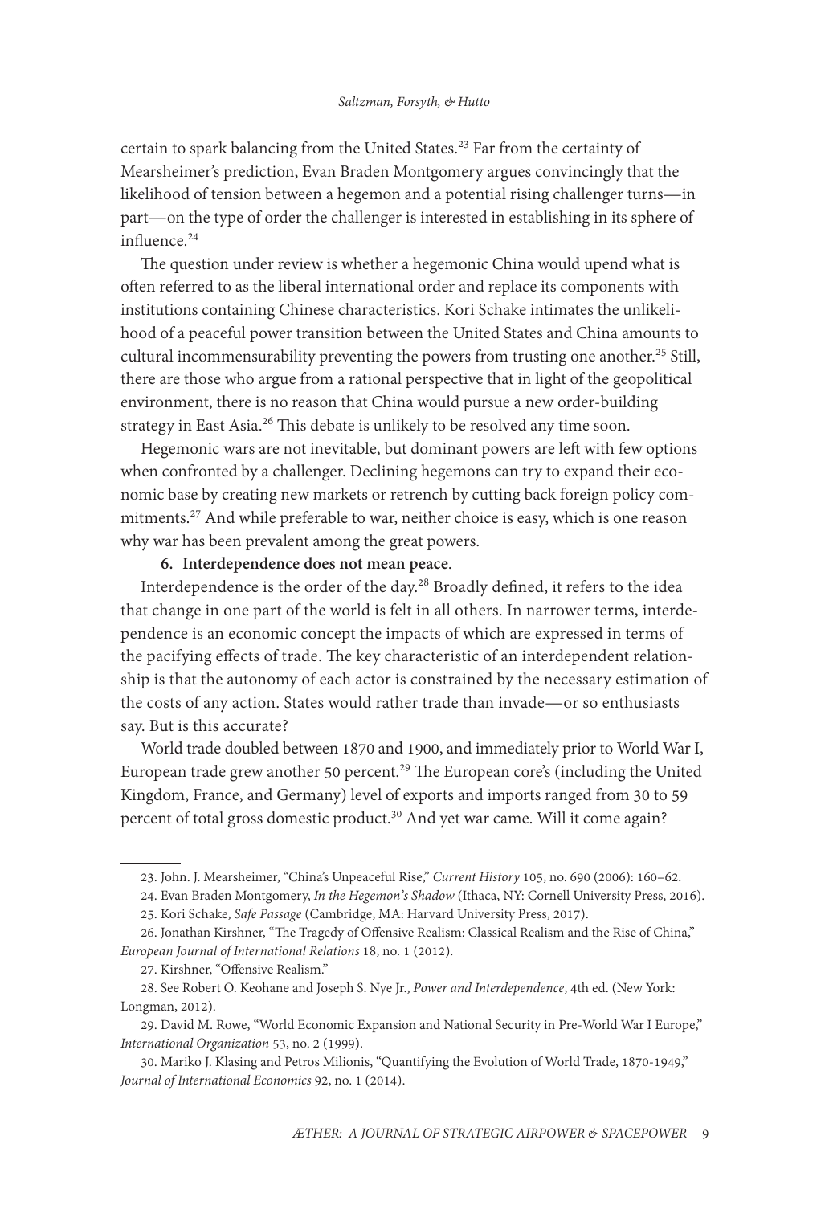certain to spark balancing from the United States.[23] Far from the certainty of Mearsheimer's prediction, Evan Braden Montgomery argues convincingly that the likelihood of tension between a hegemon and a potential rising challenger turns—in part—on the type of order the challenger is interested in establishing in its sphere of influence.[24]

The question under review is whether a hegemonic China would upend what is often referred to as the liberal international order and replace its components with institutions containing Chinese characteristics. Kori Schake intimates the unlikelihood of a peaceful power transition between the United States and China amounts to cultural incommensurability preventing the powers from trusting one another.[25] Still, there are those who argue from a rational perspective that in light of the geopolitical environment, there is no reason that China would pursue a new order-building strategy in East Asia.[26] This debate is unlikely to be resolved any time soon.

Hegemonic wars are not inevitable, but dominant powers are left with few options when confronted by a challenger. Declining hegemons can try to expand their economic base by creating new markets or retrench by cutting back foreign policy commitments.[27] And while preferable to war, neither choice is easy, which is one reason why war has been prevalent among the great powers.

**6. Interdependence does not mean peace**.

Interdependence is the order of the day.[28] Broadly defined, it refers to the idea that change in one part of the world is felt in all others. In narrower terms, interdependence is an economic concept the impacts of which are expressed in terms of the pacifying effects of trade. The key characteristic of an interdependent relationship is that the autonomy of each actor is constrained by the necessary estimation of the costs of any action. States would rather trade than invade—or so enthusiasts say. But is this accurate?

World trade doubled between 1870 and 1900, and immediately prior to World War I, European trade grew another 50 percent.[29] The European core's (including the United Kingdom, France, and Germany) level of exports and imports ranged from 30 to 59 percent of total gross domestic product.[30] And yet war came. Will it come again?

---

23. John. J. Mearsheimer, "China's Unpeaceful Rise," *Current History* 105, no. 690 (2006): 160–62.

24. Evan Braden Montgomery, *In the Hegemon's Shadow* (Ithaca, NY: Cornell University Press, 2016).

25. Kori Schake, *Safe Passage* (Cambridge, MA: Harvard University Press, 2017).

26. Jonathan Kirshner, "The Tragedy of Offensive Realism: Classical Realism and the Rise of China," *European Journal of International Relations* 18, no. 1 (2012).

27. Kirshner, "Offensive Realism."

28. See Robert O. Keohane and Joseph S. Nye Jr., *Power and Interdependence*, 4th ed. (New York: Longman, 2012).

29. David M. Rowe, "World Economic Expansion and National Security in Pre-World War I Europe," *International Organization* 53, no. 2 (1999).

30. Mariko J. Klasing and Petros Milionis, "Quantifying the Evolution of World Trade, 1870-1949," *Journal of International Economics* 92, no. 1 (2014).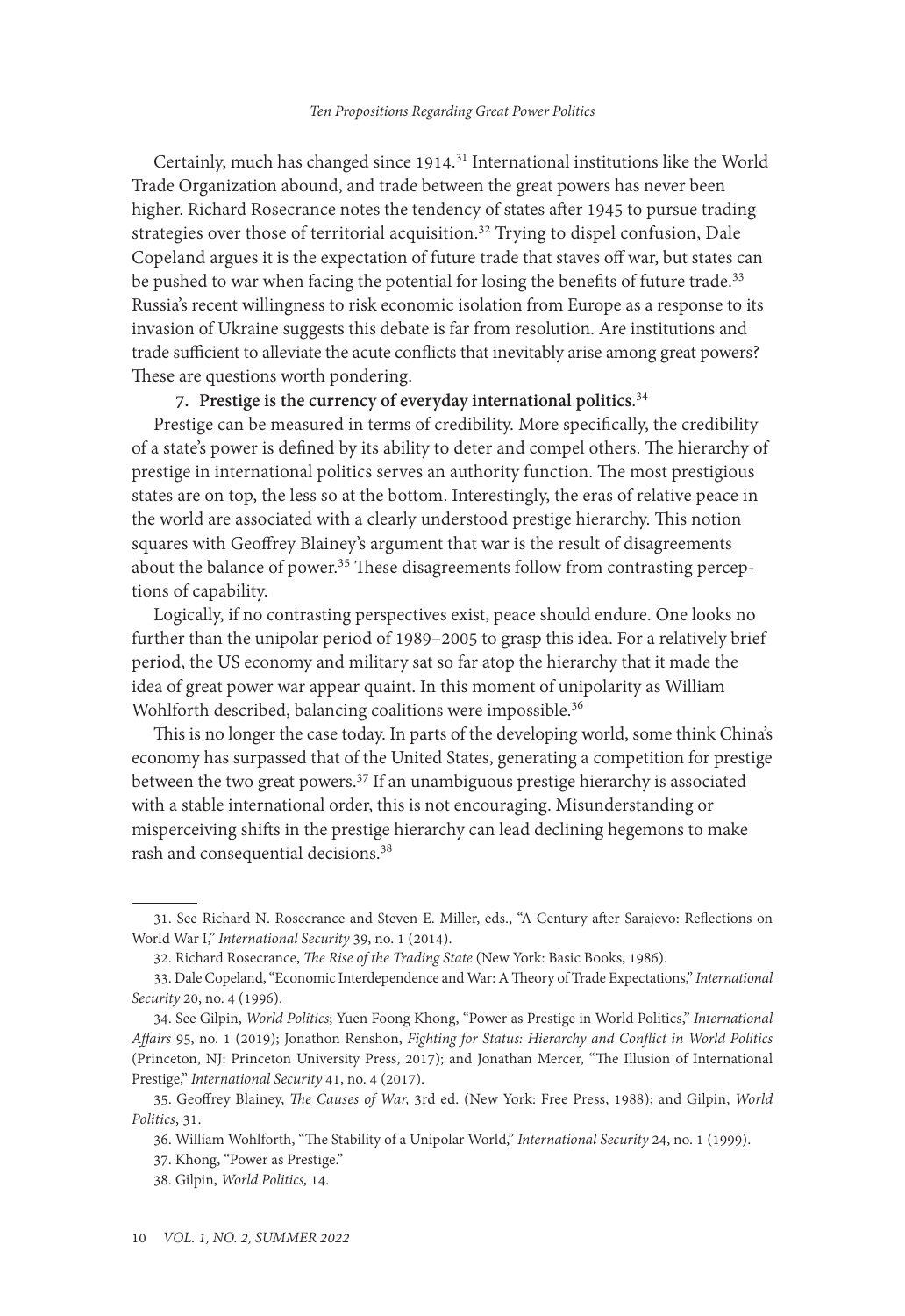Certainly, much has changed since 1914.[31] International institutions like the World Trade Organization abound, and trade between the great powers has never been higher. Richard Rosecrance notes the tendency of states after 1945 to pursue trading strategies over those of territorial acquisition.[32] Trying to dispel confusion, Dale Copeland argues it is the expectation of future trade that staves off war, but states can be pushed to war when facing the potential for losing the benefits of future trade.[33] Russia's recent willingness to risk economic isolation from Europe as a response to its invasion of Ukraine suggests this debate is far from resolution. Are institutions and trade sufficient to alleviate the acute conflicts that inevitably arise among great powers? These are questions worth pondering.

**7. Prestige is the currency of everyday international politics**.[34]

Prestige can be measured in terms of credibility. More specifically, the credibility of a state's power is defined by its ability to deter and compel others. The hierarchy of prestige in international politics serves an authority function. The most prestigious states are on top, the less so at the bottom. Interestingly, the eras of relative peace in the world are associated with a clearly understood prestige hierarchy. This notion squares with Geoffrey Blainey's argument that war is the result of disagreements about the balance of power.[35] These disagreements follow from contrasting perceptions of capability.

Logically, if no contrasting perspectives exist, peace should endure. One looks no further than the unipolar period of 1989–2005 to grasp this idea. For a relatively brief period, the US economy and military sat so far atop the hierarchy that it made the idea of great power war appear quaint. In this moment of unipolarity as William Wohlforth described, balancing coalitions were impossible.[36]

This is no longer the case today. In parts of the developing world, some think China's economy has surpassed that of the United States, generating a competition for prestige between the two great powers.[37] If an unambiguous prestige hierarchy is associated with a stable international order, this is not encouraging. Misunderstanding or misperceiving shifts in the prestige hierarchy can lead declining hegemons to make rash and consequential decisions.[38]

---

31. See Richard N. Rosecrance and Steven E. Miller, eds., "A Century after Sarajevo: Reflections on World War I," *International Security* 39, no. 1 (2014).

32. Richard Rosecrance, *The Rise of the Trading State* (New York: Basic Books, 1986).

33. Dale Copeland, "Economic Interdependence and War: A Theory of Trade Expectations," *International Security* 20, no. 4 (1996).

34. See Gilpin, *World Politics*; Yuen Foong Khong, "Power as Prestige in World Politics," *International Affairs* 95, no. 1 (2019); Jonathon Renshon, *Fighting for Status: Hierarchy and Conflict in World Politics* (Princeton, NJ: Princeton University Press, 2017); and Jonathan Mercer, "The Illusion of International Prestige," *International Security* 41, no. 4 (2017).

35. Geoffrey Blainey, *The Causes of War*, 3rd ed. (New York: Free Press, 1988); and Gilpin, *World Politics*, 31.

36. William Wohlforth, "The Stability of a Unipolar World," *International Security* 24, no. 1 (1999).

37. Khong, "Power as Prestige."

38. Gilpin, *World Politics*, 14.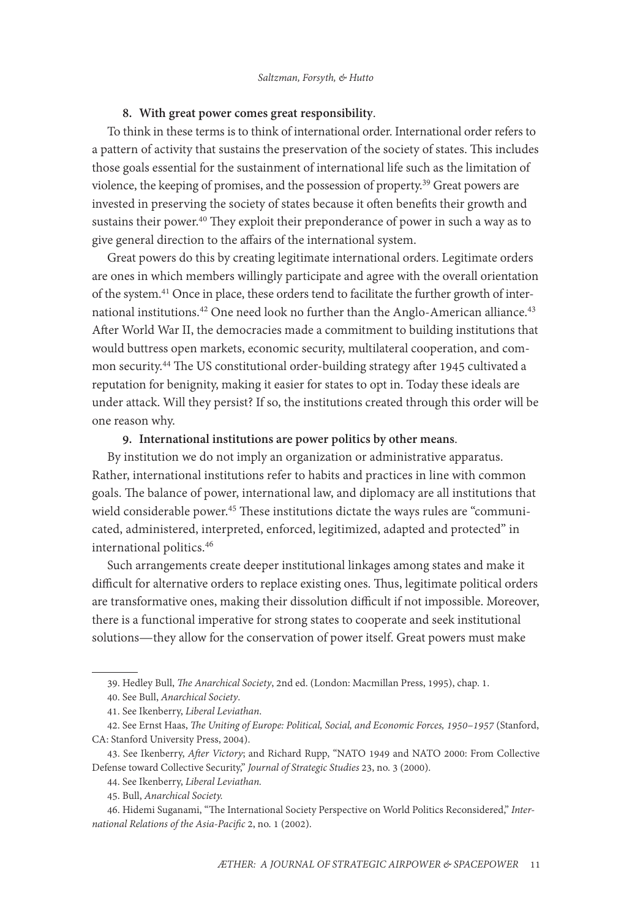**8. With great power comes great responsibility**.

To think in these terms is to think of international order. International order refers to a pattern of activity that sustains the preservation of the society of states. This includes those goals essential for the sustainment of international life such as the limitation of violence, the keeping of promises, and the possession of property.[39] Great powers are invested in preserving the society of states because it often benefits their growth and sustains their power.[40] They exploit their preponderance of power in such a way as to give general direction to the affairs of the international system.

Great powers do this by creating legitimate international orders. Legitimate orders are ones in which members willingly participate and agree with the overall orientation of the system.[41] Once in place, these orders tend to facilitate the further growth of international institutions.[42] One need look no further than the Anglo-American alliance.[43] After World War II, the democracies made a commitment to building institutions that would buttress open markets, economic security, multilateral cooperation, and common security.[44] The US constitutional order-building strategy after 1945 cultivated a reputation for benignity, making it easier for states to opt in. Today these ideals are under attack. Will they persist? If so, the institutions created through this order will be one reason why.

**9. International institutions are power politics by other means**.

By institution we do not imply an organization or administrative apparatus. Rather, international institutions refer to habits and practices in line with common goals. The balance of power, international law, and diplomacy are all institutions that wield considerable power.[45] These institutions dictate the ways rules are "communicated, administered, interpreted, enforced, legitimized, adapted and protected" in international politics.[46]

Such arrangements create deeper institutional linkages among states and make it difficult for alternative orders to replace existing ones. Thus, legitimate political orders are transformative ones, making their dissolution difficult if not impossible. Moreover, there is a functional imperative for strong states to cooperate and seek institutional solutions—they allow for the conservation of power itself. Great powers must make

---

39. Hedley Bull, *The Anarchical Society*, 2nd ed. (London: Macmillan Press, 1995), chap. 1.

40. See Bull, *Anarchical Society*.

41. See Ikenberry, *Liberal Leviathan*.

42. See Ernst Haas, *The Uniting of Europe: Political, Social, and Economic Forces, 1950–1957* (Stanford, CA: Stanford University Press, 2004).

43. See Ikenberry, *After Victory*; and Richard Rupp, "NATO 1949 and NATO 2000: From Collective Defense toward Collective Security," *Journal of Strategic Studies* 23, no. 3 (2000).

44. See Ikenberry, *Liberal Leviathan.*

45. Bull, *Anarchical Society.*

46. Hidemi Suganami, "The International Society Perspective on World Politics Reconsidered," *International Relations of the Asia-Pacific* 2, no. 1 (2002).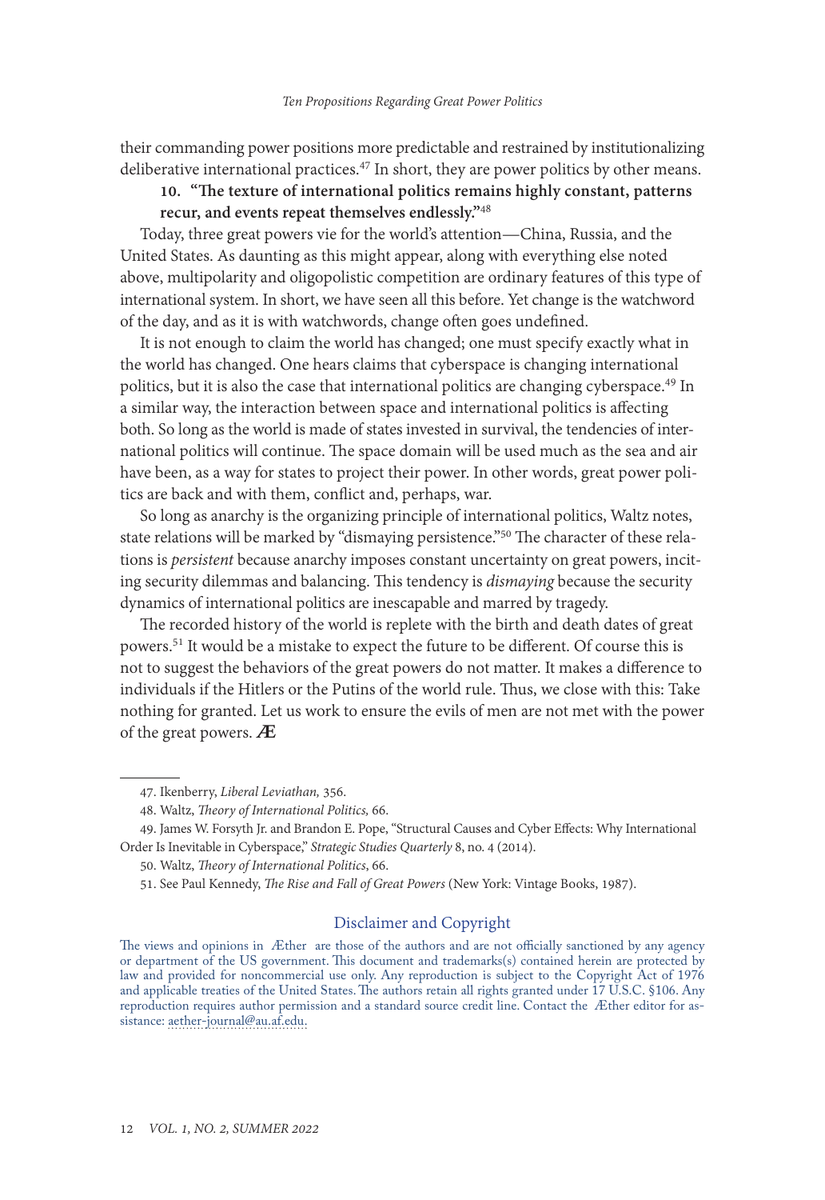their commanding power positions more predictable and restrained by institutionalizing deliberative international practices.[47] In short, they are power politics by other means.

**10. "The texture of international politics remains highly constant, patterns recur, and events repeat themselves endlessly."[48]**

Today, three great powers vie for the world's attention—China, Russia, and the United States. As daunting as this might appear, along with everything else noted above, multipolarity and oligopolistic competition are ordinary features of this type of international system. In short, we have seen all this before. Yet change is the watchword of the day, and as it is with watchwords, change often goes undefined.

It is not enough to claim the world has changed; one must specify exactly what in the world has changed. One hears claims that cyberspace is changing international politics, but it is also the case that international politics are changing cyberspace.[49] In a similar way, the interaction between space and international politics is affecting both. So long as the world is made of states invested in survival, the tendencies of international politics will continue. The space domain will be used much as the sea and air have been, as a way for states to project their power. In other words, great power politics are back and with them, conflict and, perhaps, war.

So long as anarchy is the organizing principle of international politics, Waltz notes, state relations will be marked by "dismaying persistence."[50] The character of these relations is *persistent* because anarchy imposes constant uncertainty on great powers, inciting security dilemmas and balancing. This tendency is *dismaying* because the security dynamics of international politics are inescapable and marred by tragedy.

The recorded history of the world is replete with the birth and death dates of great powers.[51] It would be a mistake to expect the future to be different. Of course this is not to suggest the behaviors of the great powers do not matter. It makes a difference to individuals if the Hitlers or the Putins of the world rule. Thus, we close with this: Take nothing for granted. Let us work to ensure the evils of men are not met with the power of the great powers. **Æ**

---

47. Ikenberry, *Liberal Leviathan,* 356.

48. Waltz, *Theory of International Politics,* 66.

49. James W. Forsyth Jr. and Brandon E. Pope, "Structural Causes and Cyber Effects: Why International Order Is Inevitable in Cyberspace," *Strategic Studies Quarterly* 8, no. 4 (2014).

50. Waltz, *Theory of International Politics*, 66.

51. See Paul Kennedy, *The Rise and Fall of Great Powers* (New York: Vintage Books, 1987).

## Disclaimer and Copyright

The views and opinions in Æther are those of the authors and are not officially sanctioned by any agency or department of the US government. This document and trademarks(s) contained herein are protected by law and provided for noncommercial use only. Any reproduction is subject to the Copyright Act of 1976 and applicable treaties of the United States. The authors retain all rights granted under 17 U.S.C. §106. Any reproduction requires author permission and a standard source credit line. Contact the Æther editor for assistance: aether-journal@au.af.edu.